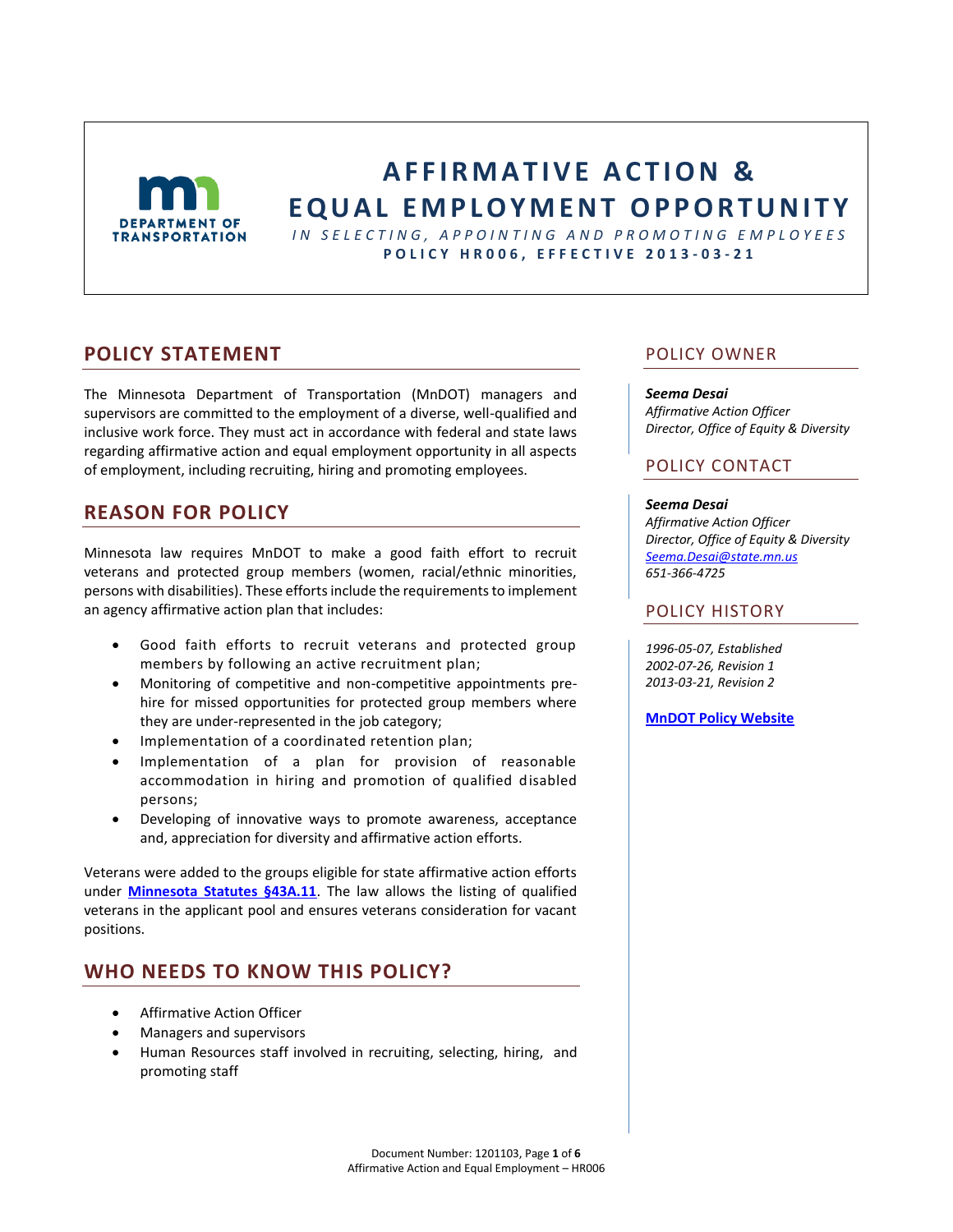# AFFIRMATIVE ACTION & EQUAL EMPLOYMENT OPPORTUNITY

*IN SELECTING, APPOINTING AND PROMOTING EMPLOYEES*

**POLICY HR006, EFFECTIVE 2013-03-21**

## POLICY STATEMENT

The Minnesota Department of Transportation (MnDOT) managers and supervisors are committed to the employment of a diverse, well-qualified and inclusive work force. They must act in accordance with federal and state laws regarding affirmative action and equal employment opportunity in all aspects of employment, including recruiting, hiring and promoting employees.

## REASON FOR POLICY

Minnesota law requires MnDOT to make a good faith effort to recruit veterans and protected group members (women, racial/ethnic minorities, persons with disabilities). These efforts include the requirements to implement an agency affirmative action plan that includes:

- Good faith efforts to recruit veterans and protected group members by following an active recruitment plan;
- Monitoring of competitive and non-competitive appointments pre-hire for missed opportunities for protected group members where they are under-represented in the job category;
- Implementation of a coordinated retention plan;
- Implementation of a plan for provision of reasonable accommodation in hiring and promotion of qualified disabled persons;
- Developing of innovative ways to promote awareness, acceptance and, appreciation for diversity and affirmative action efforts.

Veterans were added to the groups eligible for state affirmative action efforts under **Minnesota Statutes §43A.11**. The law allows the listing of qualified veterans in the applicant pool and ensures veterans consideration for vacant positions.

## WHO NEEDS TO KNOW THIS POLICY?

- Affirmative Action Officer
- Managers and supervisors
- Human Resources staff involved in recruiting, selecting, hiring, and promoting staff

## POLICY OWNER

***Seema Desai***
*Affirmative Action Officer*
*Director, Office of Equity & Diversity*

## POLICY CONTACT

***Seema Desai***
*Affirmative Action Officer*
*Director, Office of Equity & Diversity*
*Seema.Desai@state.mn.us*
*651-366-4725*

## POLICY HISTORY

*1996-05-07, Established*
*2002-07-26, Revision 1*
*2013-03-21, Revision 2*

**MnDOT Policy Website**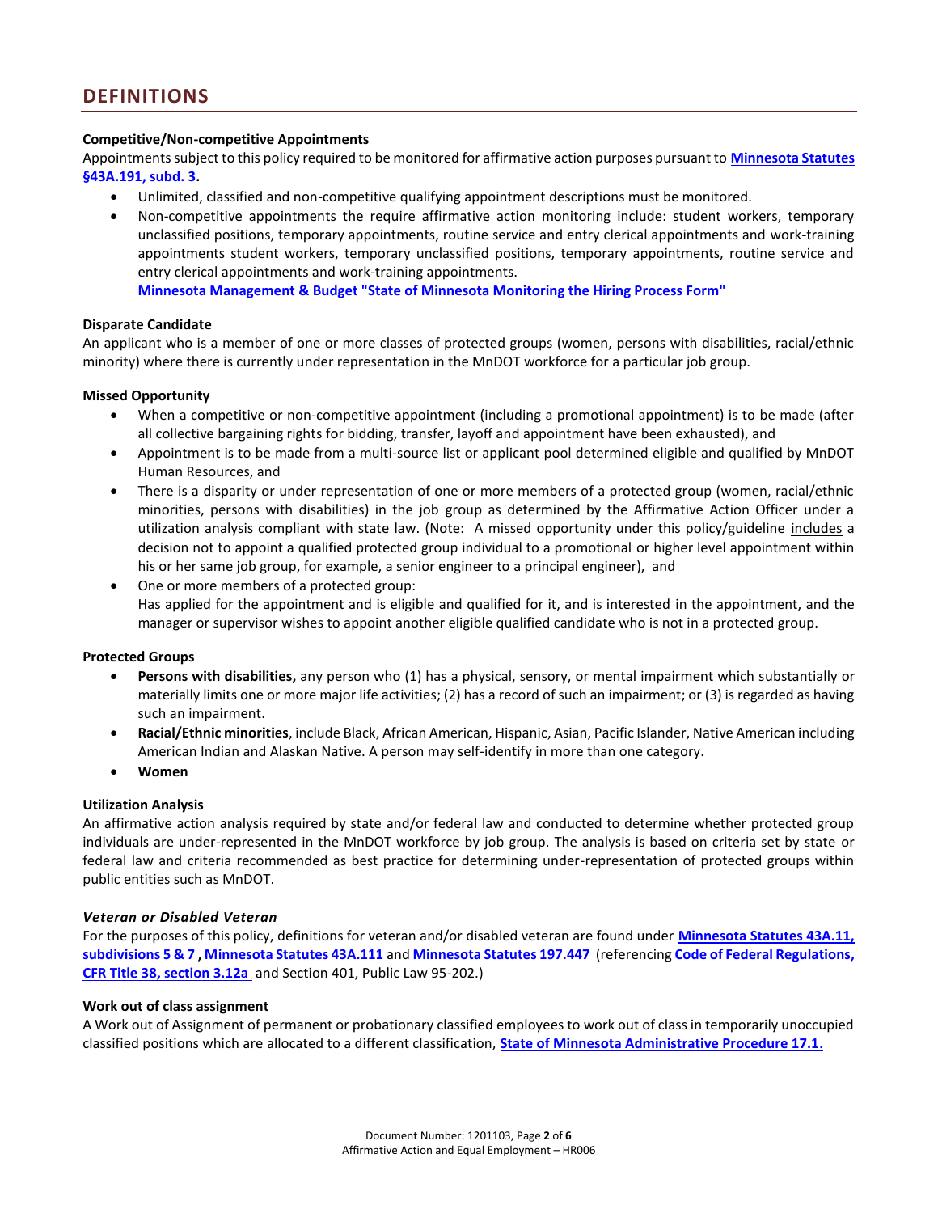## DEFINITIONS

**Competitive/Non-competitive Appointments**

Appointments subject to this policy required to be monitored for affirmative action purposes pursuant to **Minnesota Statutes §43A.191, subd. 3.**

- Unlimited, classified and non-competitive qualifying appointment descriptions must be monitored.
- Non-competitive appointments the require affirmative action monitoring include: student workers, temporary unclassified positions, temporary appointments, routine service and entry clerical appointments and work-training appointments student workers, temporary unclassified positions, temporary appointments, routine service and entry clerical appointments and work-training appointments.
  **Minnesota Management & Budget "State of Minnesota Monitoring the Hiring Process Form"**

**Disparate Candidate**

An applicant who is a member of one or more classes of protected groups (women, persons with disabilities, racial/ethnic minority) where there is currently under representation in the MnDOT workforce for a particular job group.

**Missed Opportunity**

- When a competitive or non-competitive appointment (including a promotional appointment) is to be made (after all collective bargaining rights for bidding, transfer, layoff and appointment have been exhausted), and
- Appointment is to be made from a multi-source list or applicant pool determined eligible and qualified by MnDOT Human Resources, and
- There is a disparity or under representation of one or more members of a protected group (women, racial/ethnic minorities, persons with disabilities) in the job group as determined by the Affirmative Action Officer under a utilization analysis compliant with state law. (Note: A missed opportunity under this policy/guideline includes a decision not to appoint a qualified protected group individual to a promotional or higher level appointment within his or her same job group, for example, a senior engineer to a principal engineer), and
- One or more members of a protected group:
  Has applied for the appointment and is eligible and qualified for it, and is interested in the appointment, and the manager or supervisor wishes to appoint another eligible qualified candidate who is not in a protected group.

**Protected Groups**

- **Persons with disabilities,** any person who (1) has a physical, sensory, or mental impairment which substantially or materially limits one or more major life activities; (2) has a record of such an impairment; or (3) is regarded as having such an impairment.
- **Racial/Ethnic minorities**, include Black, African American, Hispanic, Asian, Pacific Islander, Native American including American Indian and Alaskan Native. A person may self-identify in more than one category.
- **Women**

**Utilization Analysis**

An affirmative action analysis required by state and/or federal law and conducted to determine whether protected group individuals are under-represented in the MnDOT workforce by job group. The analysis is based on criteria set by state or federal law and criteria recommended as best practice for determining under-representation of protected groups within public entities such as MnDOT.

***Veteran or Disabled Veteran***

For the purposes of this policy, definitions for veteran and/or disabled veteran are found under **Minnesota Statutes 43A.11, subdivisions 5 & 7** , **Minnesota Statutes 43A.111** and **Minnesota Statutes 197.447** (referencing **Code of Federal Regulations, CFR Title 38, section 3.12a** and Section 401, Public Law 95-202.)

**Work out of class assignment**

A Work out of Assignment of permanent or probationary classified employees to work out of class in temporarily unoccupied classified positions which are allocated to a different classification, **State of Minnesota Administrative Procedure 17.1**.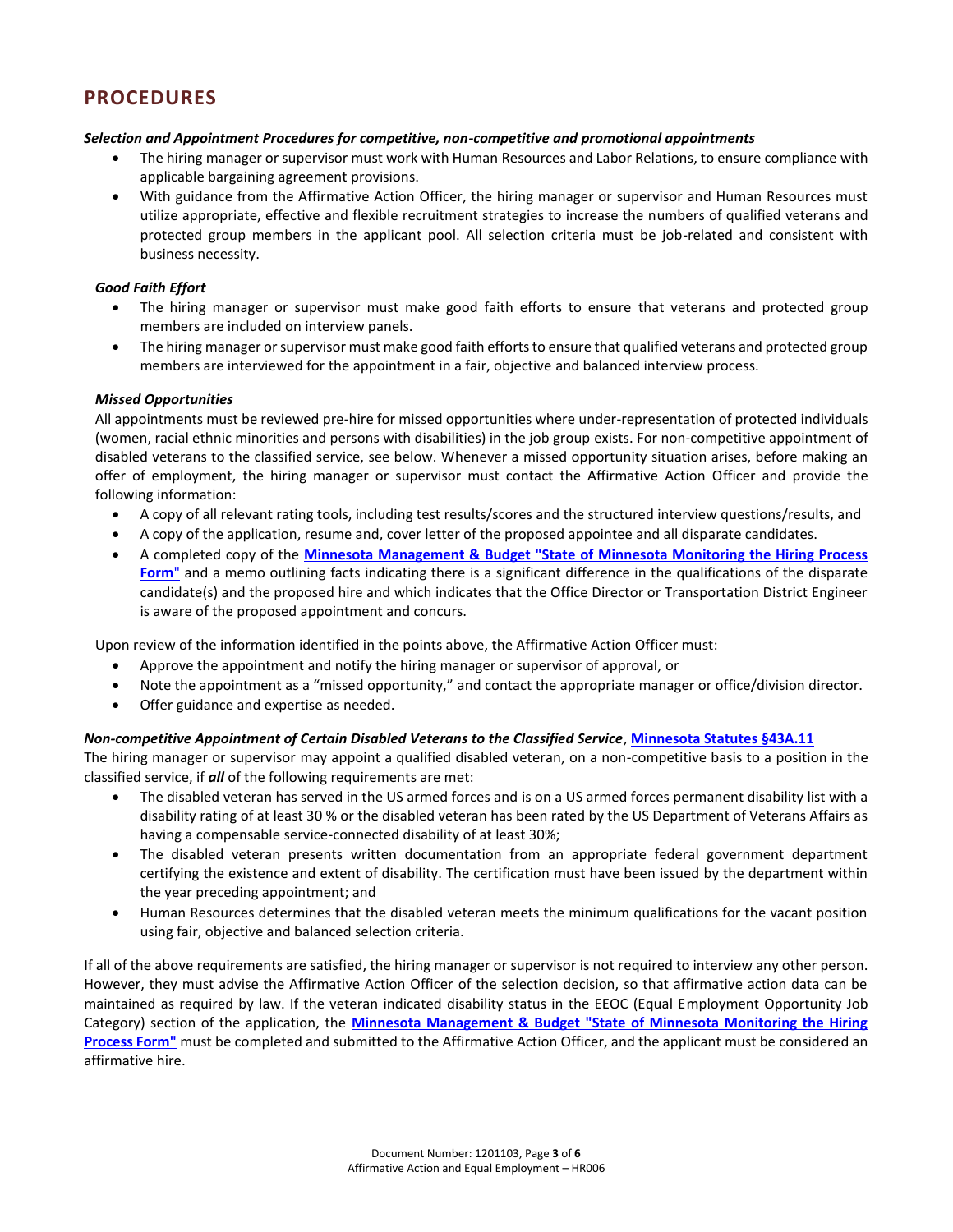## PROCEDURES

***Selection and Appointment Procedures for competitive, non-competitive and promotional appointments***

- The hiring manager or supervisor must work with Human Resources and Labor Relations, to ensure compliance with applicable bargaining agreement provisions.
- With guidance from the Affirmative Action Officer, the hiring manager or supervisor and Human Resources must utilize appropriate, effective and flexible recruitment strategies to increase the numbers of qualified veterans and protected group members in the applicant pool. All selection criteria must be job-related and consistent with business necessity.

***Good Faith Effort***

- The hiring manager or supervisor must make good faith efforts to ensure that veterans and protected group members are included on interview panels.
- The hiring manager or supervisor must make good faith efforts to ensure that qualified veterans and protected group members are interviewed for the appointment in a fair, objective and balanced interview process.

***Missed Opportunities***

All appointments must be reviewed pre-hire for missed opportunities where under-representation of protected individuals (women, racial ethnic minorities and persons with disabilities) in the job group exists. For non-competitive appointment of disabled veterans to the classified service, see below. Whenever a missed opportunity situation arises, before making an offer of employment, the hiring manager or supervisor must contact the Affirmative Action Officer and provide the following information:

- A copy of all relevant rating tools, including test results/scores and the structured interview questions/results, and
- A copy of the application, resume and, cover letter of the proposed appointee and all disparate candidates.
- A completed copy of the **Minnesota Management & Budget "State of Minnesota Monitoring the Hiring Process Form"** and a memo outlining facts indicating there is a significant difference in the qualifications of the disparate candidate(s) and the proposed hire and which indicates that the Office Director or Transportation District Engineer is aware of the proposed appointment and concurs.

Upon review of the information identified in the points above, the Affirmative Action Officer must:

- Approve the appointment and notify the hiring manager or supervisor of approval, or
- Note the appointment as a "missed opportunity," and contact the appropriate manager or office/division director.
- Offer guidance and expertise as needed.

***Non-competitive Appointment of Certain Disabled Veterans to the Classified Service***, **Minnesota Statutes §43A.11**

The hiring manager or supervisor may appoint a qualified disabled veteran, on a non-competitive basis to a position in the classified service, if ***all*** of the following requirements are met:

- The disabled veteran has served in the US armed forces and is on a US armed forces permanent disability list with a disability rating of at least 30 % or the disabled veteran has been rated by the US Department of Veterans Affairs as having a compensable service-connected disability of at least 30%;
- The disabled veteran presents written documentation from an appropriate federal government department certifying the existence and extent of disability. The certification must have been issued by the department within the year preceding appointment; and
- Human Resources determines that the disabled veteran meets the minimum qualifications for the vacant position using fair, objective and balanced selection criteria.

If all of the above requirements are satisfied, the hiring manager or supervisor is not required to interview any other person. However, they must advise the Affirmative Action Officer of the selection decision, so that affirmative action data can be maintained as required by law. If the veteran indicated disability status in the EEOC (Equal Employment Opportunity Job Category) section of the application, the **Minnesota Management & Budget "State of Minnesota Monitoring the Hiring Process Form"** must be completed and submitted to the Affirmative Action Officer, and the applicant must be considered an affirmative hire.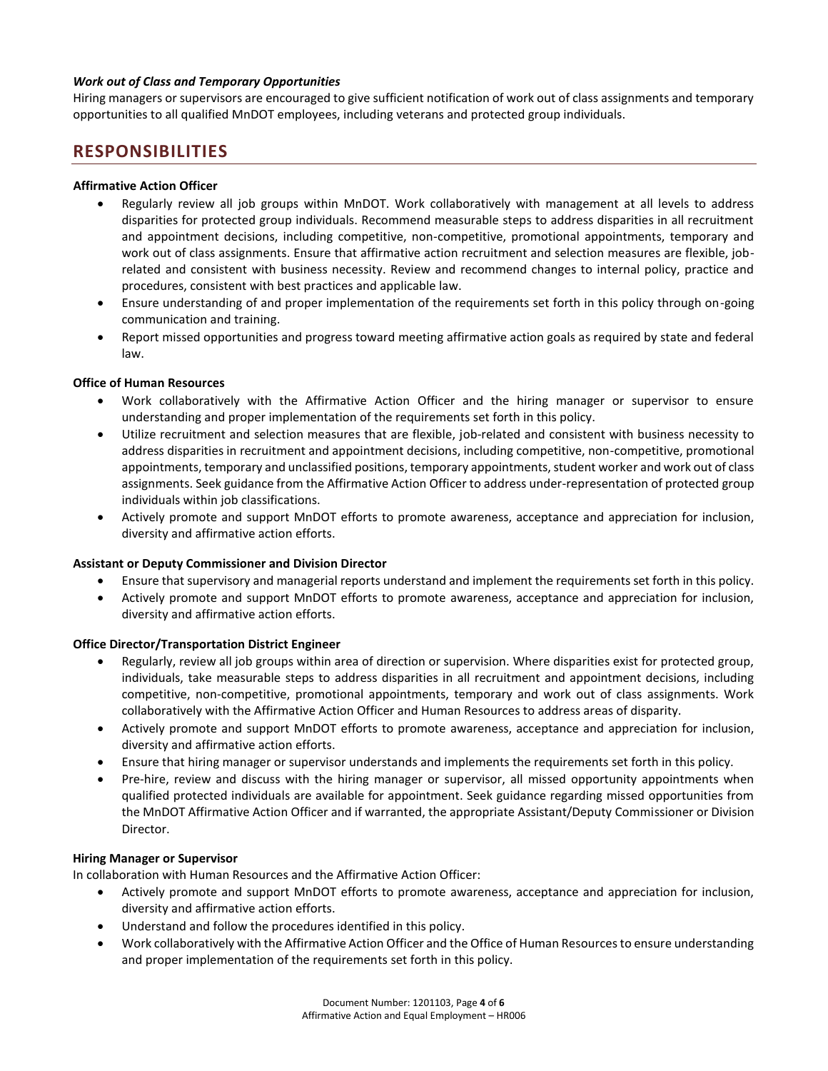***Work out of Class and Temporary Opportunities***

Hiring managers or supervisors are encouraged to give sufficient notification of work out of class assignments and temporary opportunities to all qualified MnDOT employees, including veterans and protected group individuals.

## RESPONSIBILITIES

**Affirmative Action Officer**

- Regularly review all job groups within MnDOT. Work collaboratively with management at all levels to address disparities for protected group individuals. Recommend measurable steps to address disparities in all recruitment and appointment decisions, including competitive, non-competitive, promotional appointments, temporary and work out of class assignments. Ensure that affirmative action recruitment and selection measures are flexible, job-related and consistent with business necessity. Review and recommend changes to internal policy, practice and procedures, consistent with best practices and applicable law.
- Ensure understanding of and proper implementation of the requirements set forth in this policy through on-going communication and training.
- Report missed opportunities and progress toward meeting affirmative action goals as required by state and federal law.

**Office of Human Resources**

- Work collaboratively with the Affirmative Action Officer and the hiring manager or supervisor to ensure understanding and proper implementation of the requirements set forth in this policy.
- Utilize recruitment and selection measures that are flexible, job-related and consistent with business necessity to address disparities in recruitment and appointment decisions, including competitive, non-competitive, promotional appointments, temporary and unclassified positions, temporary appointments, student worker and work out of class assignments. Seek guidance from the Affirmative Action Officer to address under-representation of protected group individuals within job classifications.
- Actively promote and support MnDOT efforts to promote awareness, acceptance and appreciation for inclusion, diversity and affirmative action efforts.

**Assistant or Deputy Commissioner and Division Director**

- Ensure that supervisory and managerial reports understand and implement the requirements set forth in this policy.
- Actively promote and support MnDOT efforts to promote awareness, acceptance and appreciation for inclusion, diversity and affirmative action efforts.

**Office Director/Transportation District Engineer**

- Regularly, review all job groups within area of direction or supervision. Where disparities exist for protected group, individuals, take measurable steps to address disparities in all recruitment and appointment decisions, including competitive, non-competitive, promotional appointments, temporary and work out of class assignments. Work collaboratively with the Affirmative Action Officer and Human Resources to address areas of disparity.
- Actively promote and support MnDOT efforts to promote awareness, acceptance and appreciation for inclusion, diversity and affirmative action efforts.
- Ensure that hiring manager or supervisor understands and implements the requirements set forth in this policy.
- Pre-hire, review and discuss with the hiring manager or supervisor, all missed opportunity appointments when qualified protected individuals are available for appointment. Seek guidance regarding missed opportunities from the MnDOT Affirmative Action Officer and if warranted, the appropriate Assistant/Deputy Commissioner or Division Director.

**Hiring Manager or Supervisor**

In collaboration with Human Resources and the Affirmative Action Officer:

- Actively promote and support MnDOT efforts to promote awareness, acceptance and appreciation for inclusion, diversity and affirmative action efforts.
- Understand and follow the procedures identified in this policy.
- Work collaboratively with the Affirmative Action Officer and the Office of Human Resources to ensure understanding and proper implementation of the requirements set forth in this policy.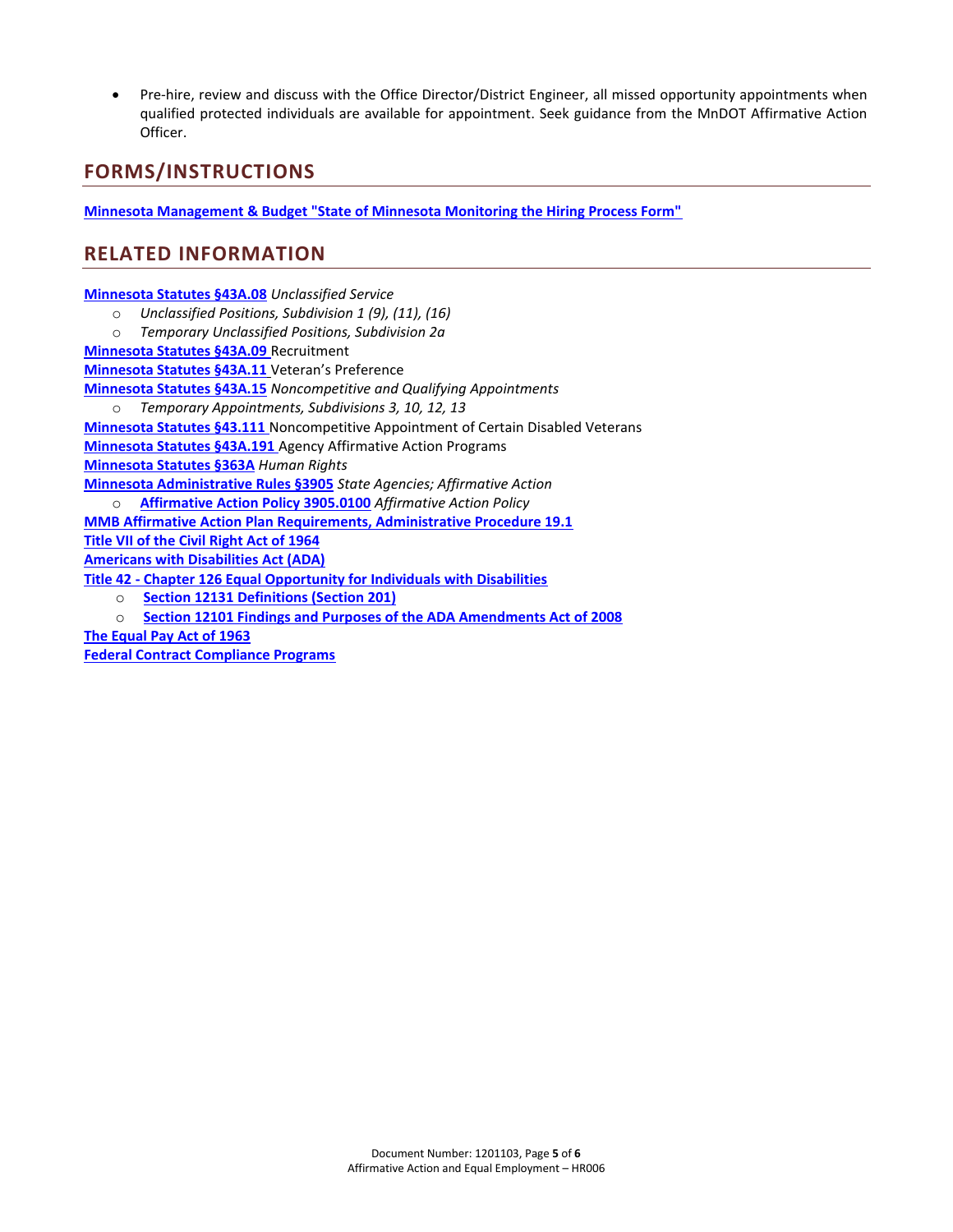- Pre-hire, review and discuss with the Office Director/District Engineer, all missed opportunity appointments when qualified protected individuals are available for appointment. Seek guidance from the MnDOT Affirmative Action Officer.

## FORMS/INSTRUCTIONS

**Minnesota Management & Budget "State of Minnesota Monitoring the Hiring Process Form"**

## RELATED INFORMATION

**Minnesota Statutes §43A.08** *Unclassified Service*

- *Unclassified Positions, Subdivision 1 (9), (11), (16)*
- *Temporary Unclassified Positions, Subdivision 2a*

**Minnesota Statutes §43A.09** Recruitment

**Minnesota Statutes §43A.11** Veteran's Preference

**Minnesota Statutes §43A.15** *Noncompetitive and Qualifying Appointments*

- *Temporary Appointments, Subdivisions 3, 10, 12, 13*

**Minnesota Statutes §43.111** Noncompetitive Appointment of Certain Disabled Veterans

**Minnesota Statutes §43A.191** Agency Affirmative Action Programs

**Minnesota Statutes §363A** *Human Rights*

**Minnesota Administrative Rules §3905** *State Agencies; Affirmative Action*

- **Affirmative Action Policy 3905.0100** *Affirmative Action Policy*

**MMB Affirmative Action Plan Requirements, Administrative Procedure 19.1**

**Title VII of the Civil Right Act of 1964**

**Americans with Disabilities Act (ADA)**

**Title 42 - Chapter 126 Equal Opportunity for Individuals with Disabilities**

- **Section 12131 Definitions (Section 201)**
- **Section 12101 Findings and Purposes of the ADA Amendments Act of 2008**

**The Equal Pay Act of 1963**

**Federal Contract Compliance Programs**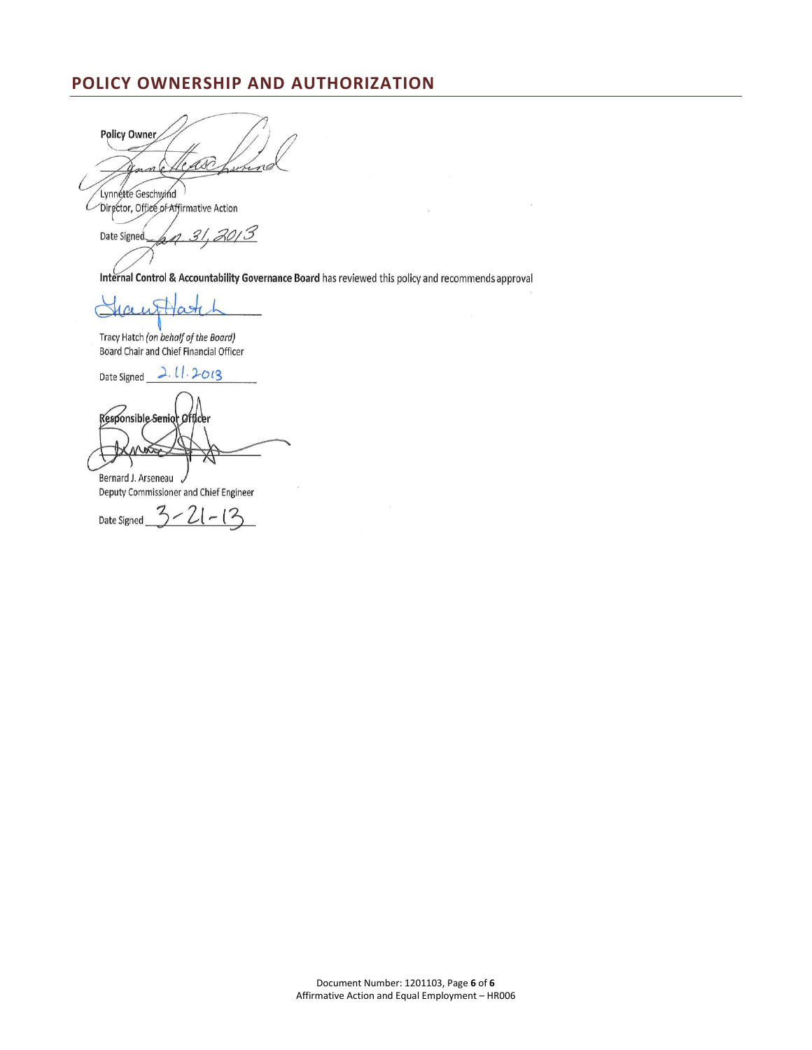## POLICY OWNERSHIP AND AUTHORIZATION

**Policy Owner**

Lynnette Geschwind
Director, Office of Affirmative Action

Date Signed Jan. 31, 2013

**Internal Control & Accountability Governance Board** has reviewed this policy and recommends approval

Tracy Hatch *(on behalf of the Board)*
Board Chair and Chief Financial Officer

Date Signed 2.11.2013

**Responsible Senior Officer**

Bernard J. Arseneau
Deputy Commissioner and Chief Engineer

Date Signed 3-21-13

Document Number: 1201103
Affirmative Action and Equal Employment – HR006